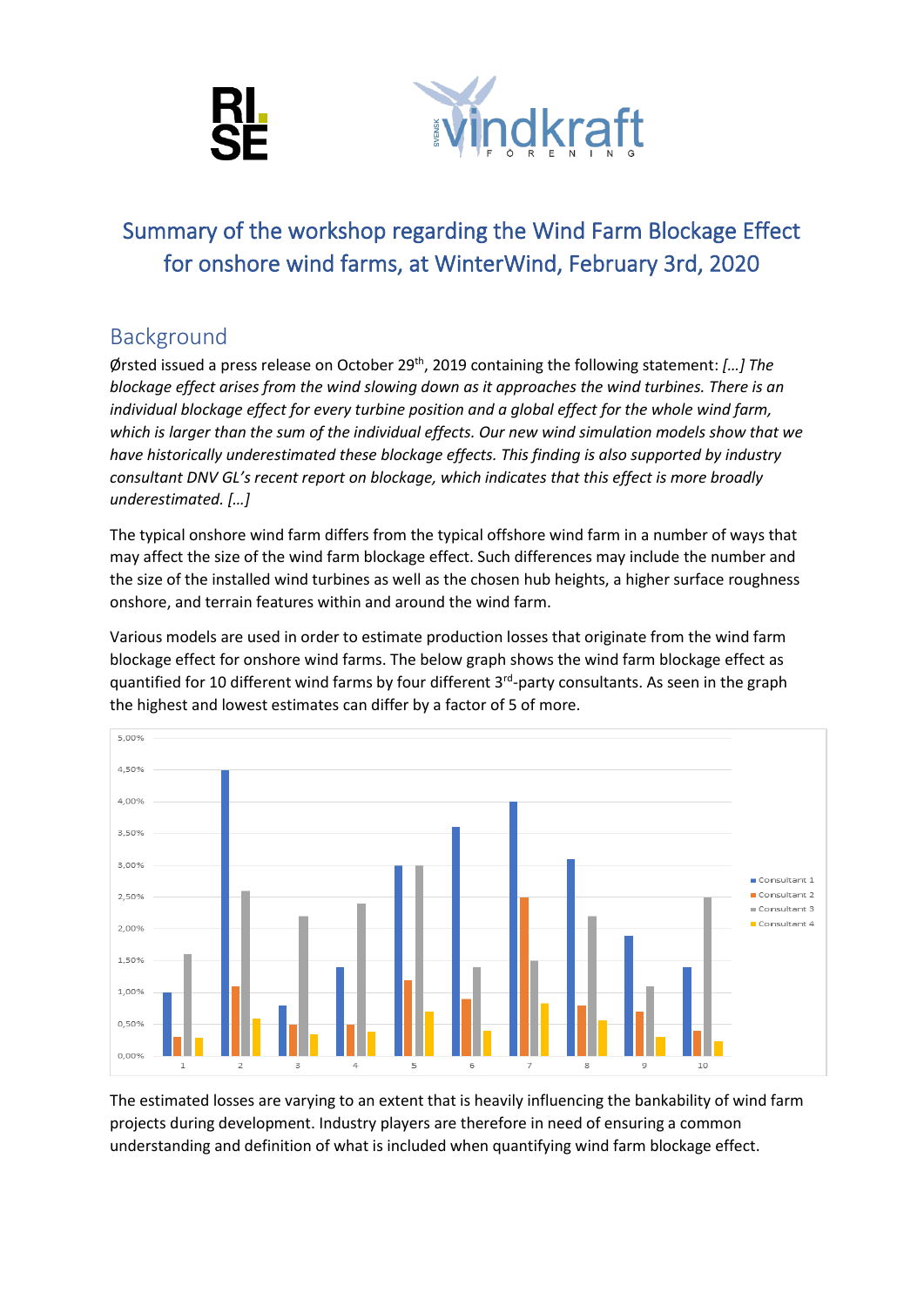# Summary of the workshop regarding the Wind Farm Blockage Effect for onshore wind farms, at WinterWind, February 3rd, 2020

## Background

Ørsted issued a press release on October 29th, 2019 containing the following statement: *[…] The blockage effect arises from the wind slowing down as it approaches the wind turbines. There is an individual blockage effect for every turbine position and a global effect for the whole wind farm, which is larger than the sum of the individual effects. Our new wind simulation models show that we have historically underestimated these blockage effects. This finding is also supported by industry consultant DNV GL's recent report on blockage, which indicates that this effect is more broadly underestimated. […]*

The typical onshore wind farm differs from the typical offshore wind farm in a number of ways that may affect the size of the wind farm blockage effect. Such differences may include the number and the size of the installed wind turbines as well as the chosen hub heights, a higher surface roughness onshore, and terrain features within and around the wind farm.

Various models are used in order to estimate production losses that originate from the wind farm blockage effect for onshore wind farms. The below graph shows the wind farm blockage effect as quantified for 10 different wind farms by four different 3rd-party consultants. As seen in the graph the highest and lowest estimates can differ by a factor of 5 of more.

The estimated losses are varying to an extent that is heavily influencing the bankability of wind farm projects during development. Industry players are therefore in need of ensuring a common understanding and definition of what is included when quantifying wind farm blockage effect.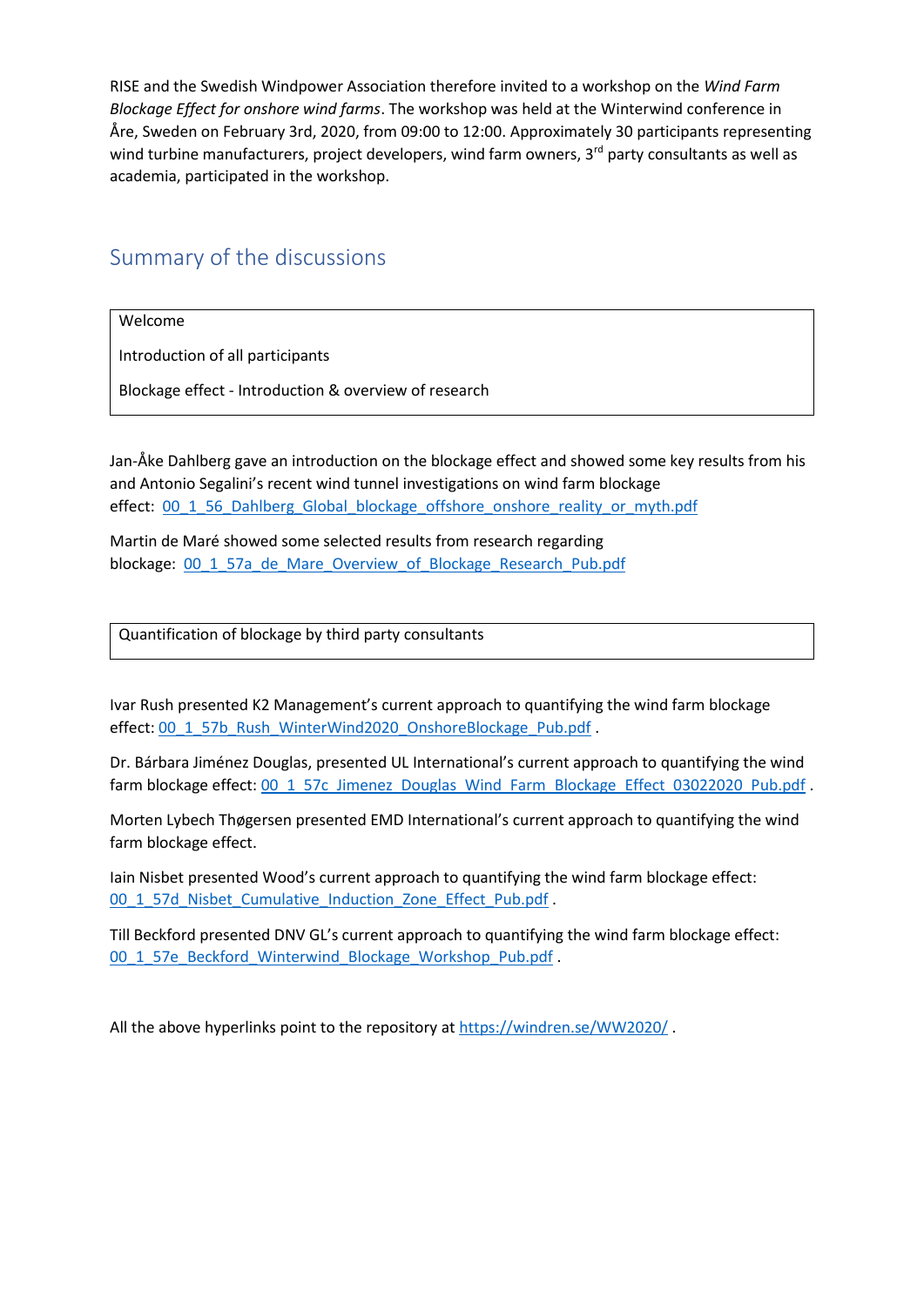RISE and the Swedish Windpower Association therefore invited to a workshop on the *Wind Farm Blockage Effect for onshore wind farms*. The workshop was held at the Winterwind conference in Åre, Sweden on February 3rd, 2020, from 09:00 to 12:00. Approximately 30 participants representing wind turbine manufacturers, project developers, wind farm owners, 3rd party consultants as well as academia, participated in the workshop.

## Summary of the discussions

| Welcome<br>Introduction of all participants<br>Blockage effect - Introduction & overview of research |
|---|

Jan-Åke Dahlberg gave an introduction on the blockage effect and showed some key results from his and Antonio Segalini's recent wind tunnel investigations on wind farm blockage effect: 00_1_56_Dahlberg_Global_blockage_offshore_onshore_reality_or_myth.pdf

Martin de Maré showed some selected results from research regarding blockage: 00_1_57a_de_Mare_Overview_of_Blockage_Research_Pub.pdf

| Quantification of blockage by third party consultants |
|---|

Ivar Rush presented K2 Management's current approach to quantifying the wind farm blockage effect: 00_1_57b_Rush_WinterWind2020_OnshoreBlockage_Pub.pdf .

Dr. Bárbara Jiménez Douglas, presented UL International's current approach to quantifying the wind farm blockage effect: 00_1_57c_Jimenez_Douglas_Wind_Farm_Blockage_Effect_03022020_Pub.pdf .

Morten Lybech Thøgersen presented EMD International's current approach to quantifying the wind farm blockage effect.

Iain Nisbet presented Wood's current approach to quantifying the wind farm blockage effect: 00_1_57d_Nisbet_Cumulative_Induction_Zone_Effect_Pub.pdf .

Till Beckford presented DNV GL's current approach to quantifying the wind farm blockage effect: 00_1_57e_Beckford_Winterwind_Blockage_Workshop_Pub.pdf .

All the above hyperlinks point to the repository at https://windren.se/WW2020/ .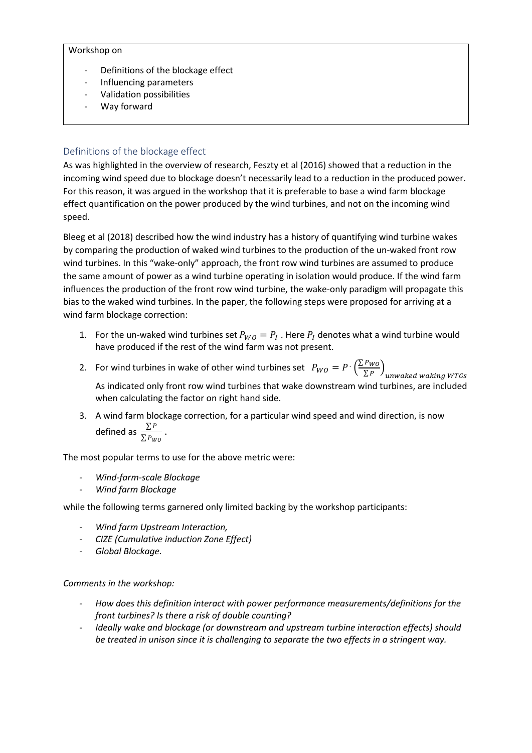Workshop on

- Definitions of the blockage effect
- Influencing parameters
- Validation possibilities
- Way forward

## Definitions of the blockage effect

As was highlighted in the overview of research, Feszty et al (2016) showed that a reduction in the incoming wind speed due to blockage doesn't necessarily lead to a reduction in the produced power. For this reason, it was argued in the workshop that it is preferable to base a wind farm blockage effect quantification on the power produced by the wind turbines, and not on the incoming wind speed.

Bleeg et al (2018) described how the wind industry has a history of quantifying wind turbine wakes by comparing the production of waked wind turbines to the production of the un-waked front row wind turbines. In this "wake-only" approach, the front row wind turbines are assumed to produce the same amount of power as a wind turbine operating in isolation would produce. If the wind farm influences the production of the front row wind turbine, the wake-only paradigm will propagate this bias to the waked wind turbines. In the paper, the following steps were proposed for arriving at a wind farm blockage correction:

1. For the un-waked wind turbines set $P_{WO} = P_I$ . Here $P_I$ denotes what a wind turbine would have produced if the rest of the wind farm was not present.
2. For wind turbines in wake of other wind turbines set $P_{WO} = P \cdot \left(\frac{\sum P_{WO}}{\sum P}\right)_{unwaked\ waking\ WTGs}$

   As indicated only front row wind turbines that wake downstream wind turbines, are included when calculating the factor on right hand side.
3. A wind farm blockage correction, for a particular wind speed and wind direction, is now defined as $\frac{\sum P}{\sum P_{WO}}$ .

The most popular terms to use for the above metric were:

- *Wind-farm-scale Blockage*
- *Wind farm Blockage*

while the following terms garnered only limited backing by the workshop participants:

- *Wind farm Upstream Interaction,*
- *CIZE (Cumulative induction Zone Effect)*
- *Global Blockage.*

*Comments in the workshop:*

- *How does this definition interact with power performance measurements/definitions for the front turbines? Is there a risk of double counting?*
- *Ideally wake and blockage (or downstream and upstream turbine interaction effects) should be treated in unison since it is challenging to separate the two effects in a stringent way.*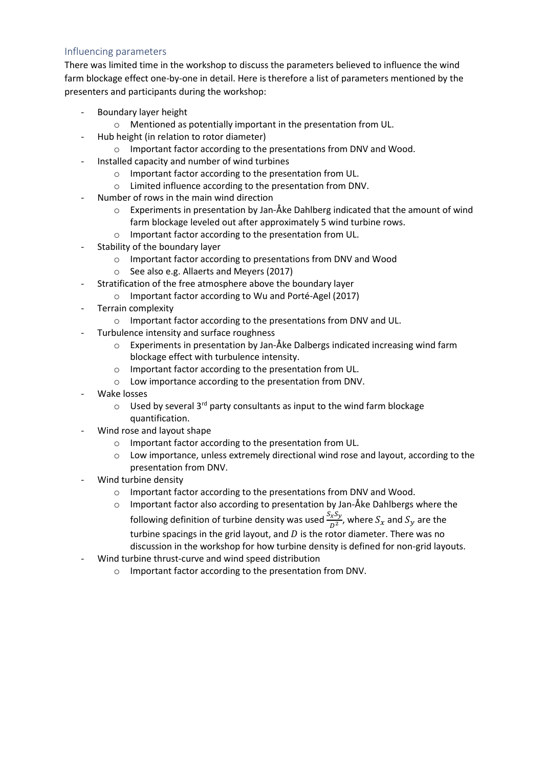## Influencing parameters

There was limited time in the workshop to discuss the parameters believed to influence the wind farm blockage effect one-by-one in detail. Here is therefore a list of parameters mentioned by the presenters and participants during the workshop:

- Boundary layer height
  - Mentioned as potentially important in the presentation from UL.
- Hub height (in relation to rotor diameter)
  - Important factor according to the presentations from DNV and Wood.
- Installed capacity and number of wind turbines
  - Important factor according to the presentation from UL.
  - Limited influence according to the presentation from DNV.
- Number of rows in the main wind direction
  - Experiments in presentation by Jan-Åke Dahlberg indicated that the amount of wind farm blockage leveled out after approximately 5 wind turbine rows.
  - Important factor according to the presentation from UL.
- Stability of the boundary layer
  - Important factor according to presentations from DNV and Wood
  - See also e.g. Allaerts and Meyers (2017)
- Stratification of the free atmosphere above the boundary layer
  - Important factor according to Wu and Porté-Agel (2017)
- Terrain complexity
  - Important factor according to the presentations from DNV and UL.
- Turbulence intensity and surface roughness
  - Experiments in presentation by Jan-Åke Dalbergs indicated increasing wind farm blockage effect with turbulence intensity.
  - Important factor according to the presentation from UL.
  - Low importance according to the presentation from DNV.
- Wake losses
  - Used by several 3rd party consultants as input to the wind farm blockage quantification.
- Wind rose and layout shape
  - Important factor according to the presentation from UL.
  - Low importance, unless extremely directional wind rose and layout, according to the presentation from DNV.
- Wind turbine density
  - Important factor according to the presentations from DNV and Wood.
  - Important factor also according to presentation by Jan-Åke Dahlbergs where the following definition of turbine density was used $\frac{S_x S_y}{D^2}$, where $S_x$ and $S_y$ are the turbine spacings in the grid layout, and $D$ is the rotor diameter. There was no discussion in the workshop for how turbine density is defined for non-grid layouts.
- Wind turbine thrust-curve and wind speed distribution
  - Important factor according to the presentation from DNV.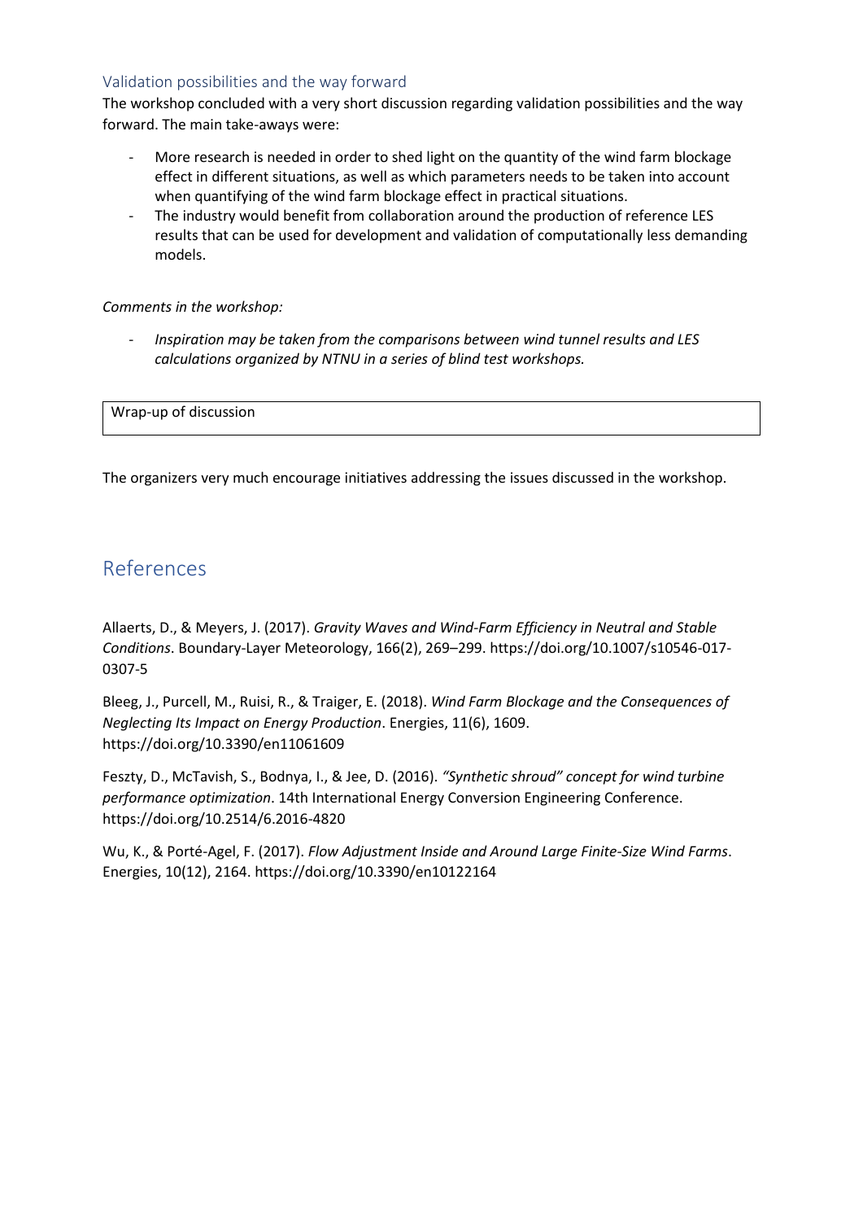### Validation possibilities and the way forward

The workshop concluded with a very short discussion regarding validation possibilities and the way forward. The main take-aways were:

- More research is needed in order to shed light on the quantity of the wind farm blockage effect in different situations, as well as which parameters needs to be taken into account when quantifying of the wind farm blockage effect in practical situations.
- The industry would benefit from collaboration around the production of reference LES results that can be used for development and validation of computationally less demanding models.

*Comments in the workshop:*

- *Inspiration may be taken from the comparisons between wind tunnel results and LES calculations organized by NTNU in a series of blind test workshops.*

| Wrap-up of discussion |
| --- |

The organizers very much encourage initiatives addressing the issues discussed in the workshop.

## References

Allaerts, D., & Meyers, J. (2017). *Gravity Waves and Wind-Farm Efficiency in Neutral and Stable Conditions*. Boundary-Layer Meteorology, 166(2), 269–299. https://doi.org/10.1007/s10546-017-0307-5

Bleeg, J., Purcell, M., Ruisi, R., & Traiger, E. (2018). *Wind Farm Blockage and the Consequences of Neglecting Its Impact on Energy Production*. Energies, 11(6), 1609. https://doi.org/10.3390/en11061609

Feszty, D., McTavish, S., Bodnya, I., & Jee, D. (2016). *"Synthetic shroud" concept for wind turbine performance optimization*. 14th International Energy Conversion Engineering Conference. https://doi.org/10.2514/6.2016-4820

Wu, K., & Porté-Agel, F. (2017). *Flow Adjustment Inside and Around Large Finite-Size Wind Farms*. Energies, 10(12), 2164. https://doi.org/10.3390/en10122164